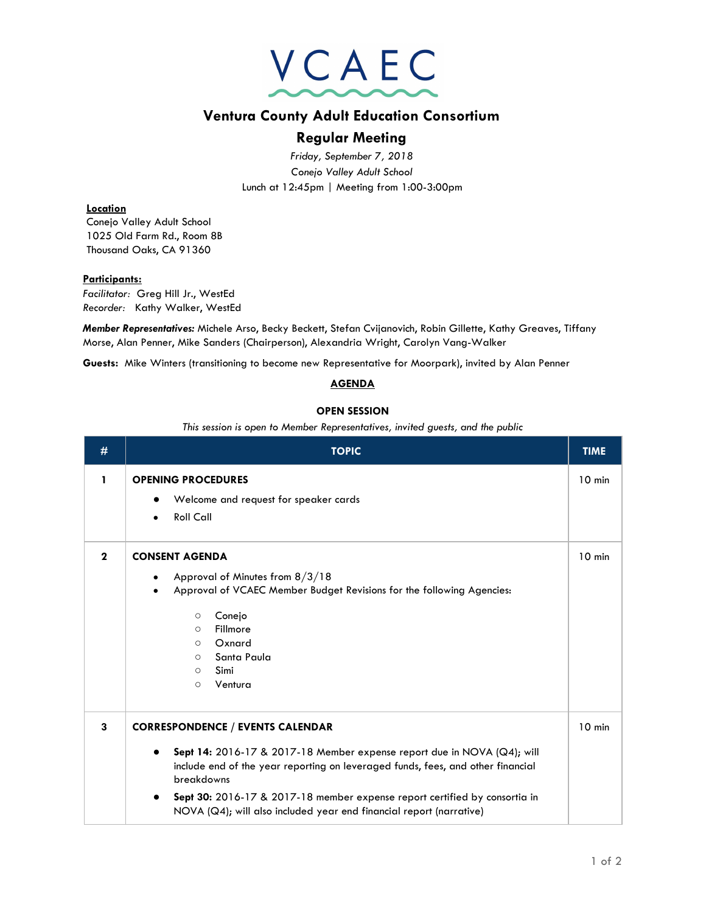# VCAEC

## Ventura County Adult Education Consortium

## Regular Meeting

*Friday, September 7, 2018*
*Conejo Valley Adult School*
Lunch at 12:45pm | Meeting from 1:00-3:00pm

**Location**
Conejo Valley Adult School
1025 Old Farm Rd., Room 8B
Thousand Oaks, CA 91360

**Participants:**
*Facilitator:* Greg Hill Jr., WestEd
*Recorder:* Kathy Walker, WestEd

***Member Representatives:*** Michele Arso, Becky Beckett, Stefan Cvijanovich, Robin Gillette, Kathy Greaves, Tiffany Morse, Alan Penner, Mike Sanders (Chairperson), Alexandria Wright, Carolyn Vang-Walker

**Guests:** Mike Winters (transitioning to become new Representative for Moorpark), invited by Alan Penner

**AGENDA**

**OPEN SESSION**

*This session is open to Member Representatives, invited guests, and the public*

| # | TOPIC | TIME |
|---|---|---|
| 1 | **OPENING PROCEDURES**<br>● Welcome and request for speaker cards<br>● Roll Call | 10 min |
| 2 | **CONSENT AGENDA**<br>● Approval of Minutes from 8/3/18<br>● Approval of VCAEC Member Budget Revisions for the following Agencies:<br>○ Conejo<br>○ Fillmore<br>○ Oxnard<br>○ Santa Paula<br>○ Simi<br>○ Ventura | 10 min |
| 3 | **CORRESPONDENCE / EVENTS CALENDAR**<br>● **Sept 14:** 2016-17 & 2017-18 Member expense report due in NOVA (Q4); will include end of the year reporting on leveraged funds, fees, and other financial breakdowns<br>● **Sept 30:** 2016-17 & 2017-18 member expense report certified by consortia in NOVA (Q4); will also included year end financial report (narrative) | 10 min |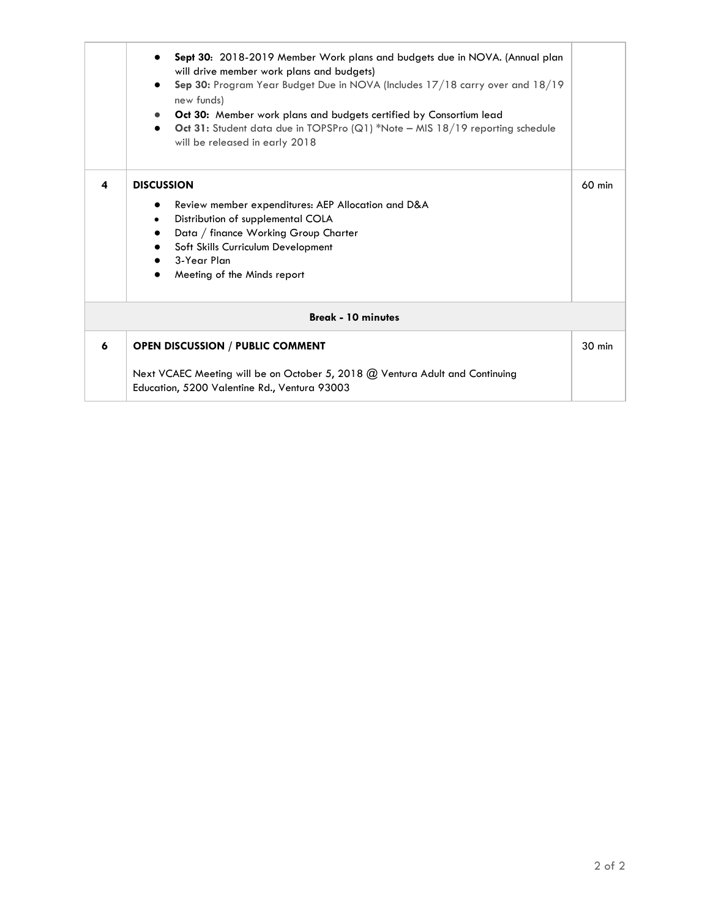| | | |
|---|---|---|
| | • **Sept 30**: 2018-2019 Member Work plans and budgets due in NOVA. (Annual plan will drive member work plans and budgets)<br>• **Sep 30:** Program Year Budget Due in NOVA (Includes 17/18 carry over and 18/19 new funds)<br>• **Oct 30:** Member work plans and budgets certified by Consortium lead<br>• **Oct 31:** Student data due in TOPSPro (Q1) *Note – MIS 18/19 reporting schedule will be released in early 2018 | |
| **4** | **DISCUSSION**<br>• Review member expenditures: AEP Allocation and D&A<br>• Distribution of supplemental COLA<br>• Data / finance Working Group Charter<br>• Soft Skills Curriculum Development<br>• 3-Year Plan<br>• Meeting of the Minds report | 60 min |
| | **Break - 10 minutes** | |
| **6** | **OPEN DISCUSSION / PUBLIC COMMENT**<br>Next VCAEC Meeting will be on October 5, 2018 @ Ventura Adult and Continuing Education, 5200 Valentine Rd., Ventura 93003 | 30 min |